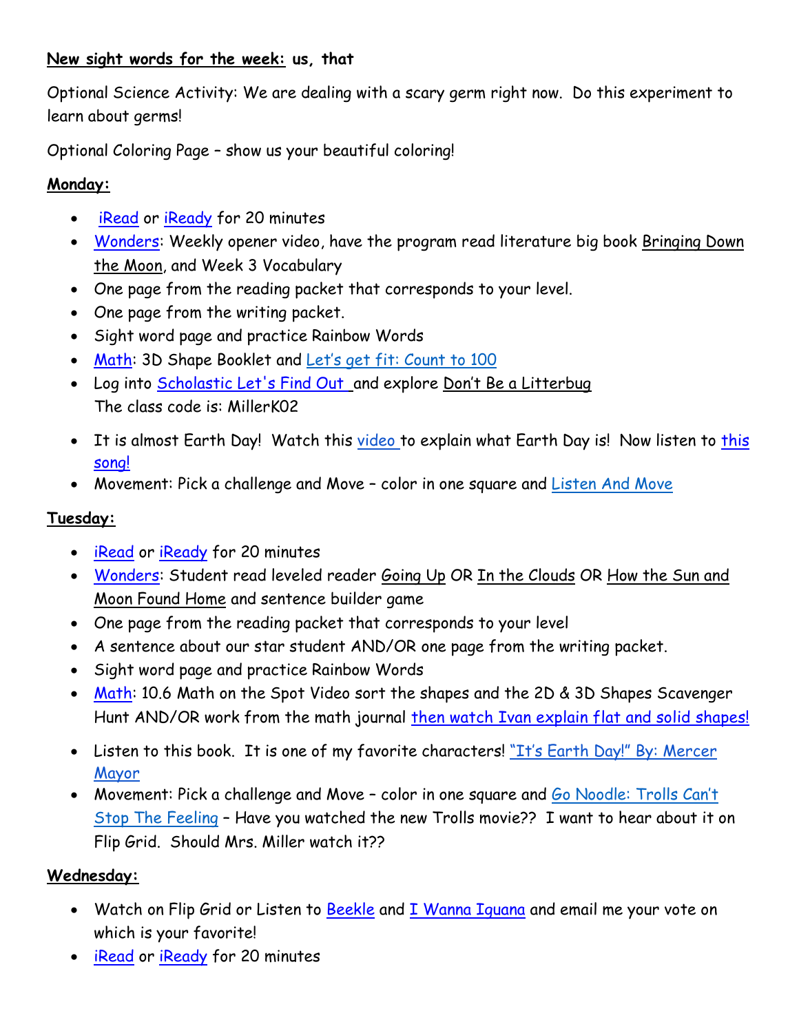**<u>New sight words for the week:</u> us, that**

Optional Science Activity: We are dealing with a scary germ right now. Do this experiment to learn about germs!

Optional Coloring Page – show us your beautiful coloring!

**<u>Monday:</u>**

- iRead or iReady for 20 minutes
- Wonders: Weekly opener video, have the program read literature big book <u>Bringing Down the Moon</u>, and Week 3 Vocabulary
- One page from the reading packet that corresponds to your level.
- One page from the writing packet.
- Sight word page and practice Rainbow Words
- Math: 3D Shape Booklet and Let's get fit: Count to 100
- Log into Scholastic Let's Find Out and explore <u>Don't Be a Litterbug</u>
  The class code is: MillerK02
- It is almost Earth Day! Watch this video to explain what Earth Day is! Now listen to this song!
- Movement: Pick a challenge and Move – color in one square and Listen And Move

**<u>Tuesday:</u>**

- iRead or iReady for 20 minutes
- Wonders: Student read leveled reader <u>Going Up</u> OR <u>In the Clouds</u> OR <u>How the Sun and Moon Found Home</u> and sentence builder game
- One page from the reading packet that corresponds to your level
- A sentence about our star student AND/OR one page from the writing packet.
- Sight word page and practice Rainbow Words
- Math: 10.6 Math on the Spot Video sort the shapes and the 2D & 3D Shapes Scavenger Hunt AND/OR work from the math journal then watch Ivan explain flat and solid shapes!
- Listen to this book. It is one of my favorite characters! "It's Earth Day!" By: Mercer Mayor
- Movement: Pick a challenge and Move – color in one square and Go Noodle: Trolls Can't Stop The Feeling – Have you watched the new Trolls movie?? I want to hear about it on Flip Grid. Should Mrs. Miller watch it??

**<u>Wednesday:</u>**

- Watch on Flip Grid or Listen to Beekle and I Wanna Iguana and email me your vote on which is your favorite!
- iRead or iReady for 20 minutes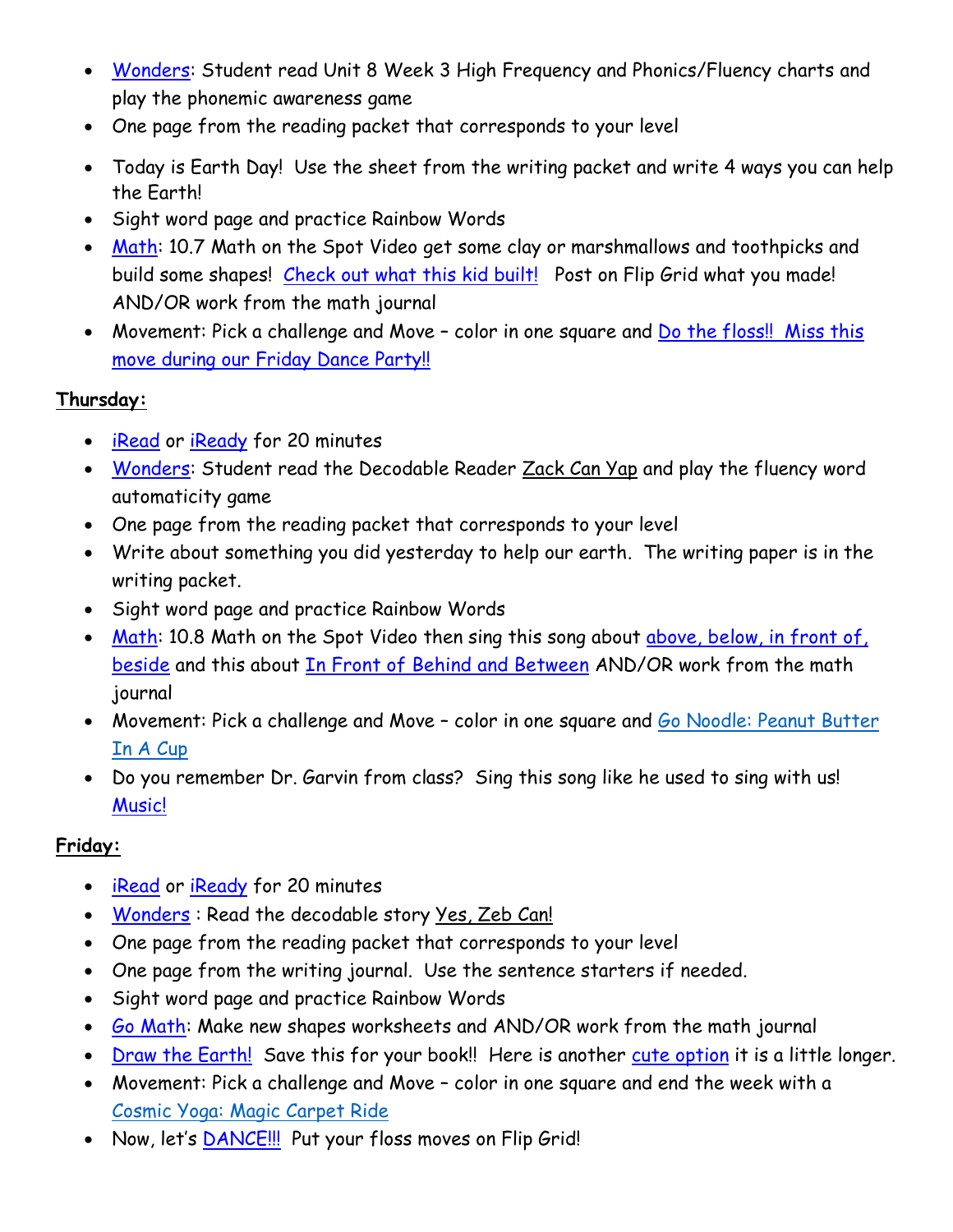- Wonders: Student read Unit 8 Week 3 High Frequency and Phonics/Fluency charts and play the phonemic awareness game
- One page from the reading packet that corresponds to your level
- Today is Earth Day! Use the sheet from the writing packet and write 4 ways you can help the Earth!
- Sight word page and practice Rainbow Words
- Math: 10.7 Math on the Spot Video get some clay or marshmallows and toothpicks and build some shapes! Check out what this kid built! Post on Flip Grid what you made! AND/OR work from the math journal
- Movement: Pick a challenge and Move – color in one square and Do the floss!! Miss this move during our Friday Dance Party!!

**Thursday:**

- iRead or iReady for 20 minutes
- Wonders: Student read the Decodable Reader Zack Can Yap and play the fluency word automaticity game
- One page from the reading packet that corresponds to your level
- Write about something you did yesterday to help our earth. The writing paper is in the writing packet.
- Sight word page and practice Rainbow Words
- Math: 10.8 Math on the Spot Video then sing this song about above, below, in front of, beside and this about In Front of Behind and Between AND/OR work from the math journal
- Movement: Pick a challenge and Move – color in one square and Go Noodle: Peanut Butter In A Cup
- Do you remember Dr. Garvin from class? Sing this song like he used to sing with us! Music!

**Friday:**

- iRead or iReady for 20 minutes
- Wonders : Read the decodable story Yes, Zeb Can!
- One page from the reading packet that corresponds to your level
- One page from the writing journal. Use the sentence starters if needed.
- Sight word page and practice Rainbow Words
- Go Math: Make new shapes worksheets and AND/OR work from the math journal
- Draw the Earth! Save this for your book!! Here is another cute option it is a little longer.
- Movement: Pick a challenge and Move – color in one square and end the week with a Cosmic Yoga: Magic Carpet Ride
- Now, let's DANCE!!! Put your floss moves on Flip Grid!